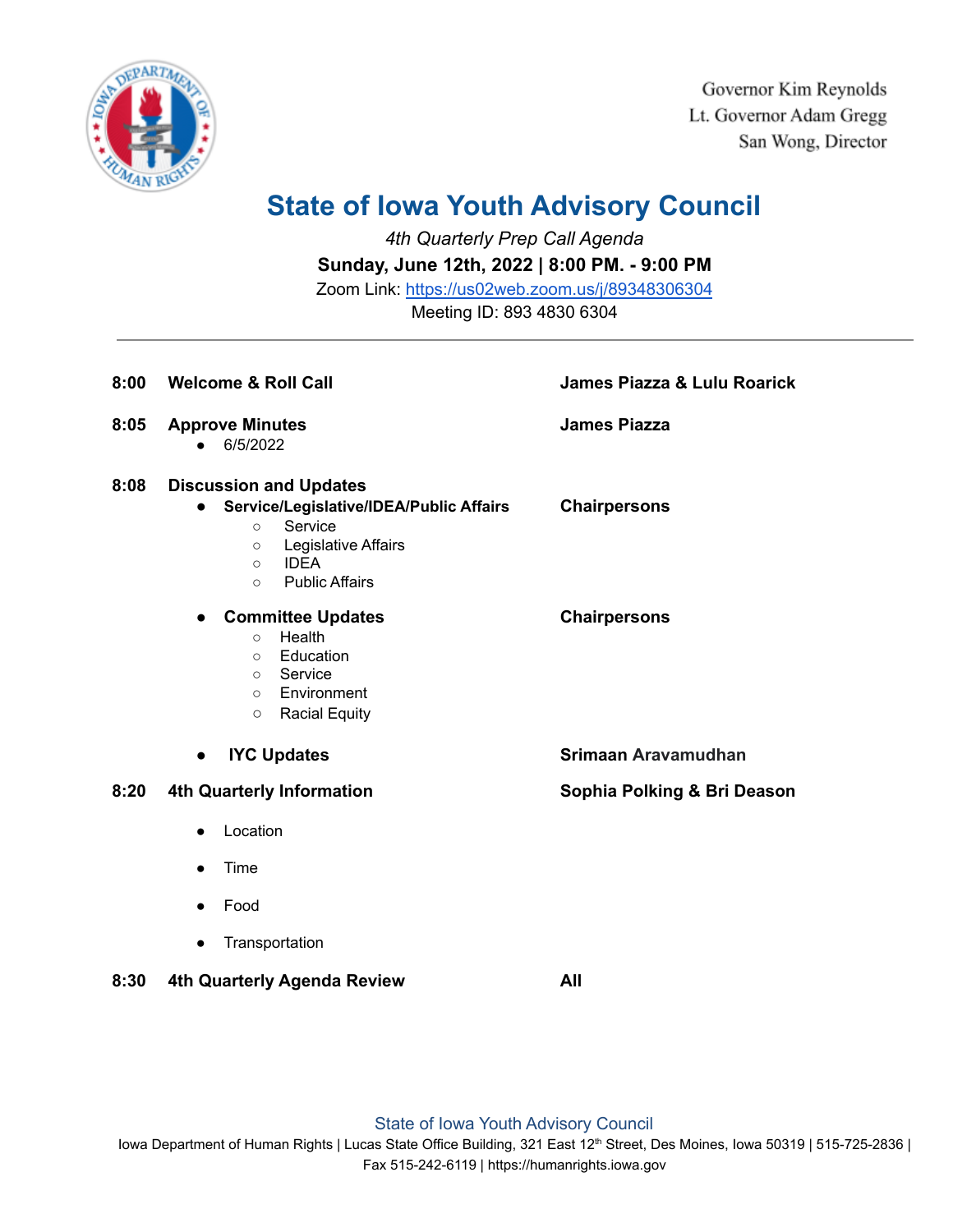Governor Kim Reynolds
Lt. Governor Adam Gregg
San Wong, Director

# State of Iowa Youth Advisory Council

*4th Quarterly Prep Call Agenda*

**Sunday, June 12th, 2022 | 8:00 PM. - 9:00 PM**

Zoom Link: https://us02web.zoom.us/j/89348306304

Meeting ID: 893 4830 6304

---

**8:00 Welcome & Roll Call** — **James Piazza & Lulu Roarick**

**8:05 Approve Minutes** — **James Piazza**

- 6/5/2022

**8:08 Discussion and Updates**

- **Service/Legislative/IDEA/Public Affairs** — **Chairpersons**
  - Service
  - Legislative Affairs
  - IDEA
  - Public Affairs
- **Committee Updates** — **Chairpersons**
  - Health
  - Education
  - Service
  - Environment
  - Racial Equity
- **IYC Updates** — **Srimaan Aravamudhan**

**8:20 4th Quarterly Information** — **Sophia Polking & Bri Deason**

- Location
- Time
- Food
- Transportation

**8:30 4th Quarterly Agenda Review** — **All**

State of Iowa Youth Advisory Council

Iowa Department of Human Rights | Lucas State Office Building, 321 East 12th Street, Des Moines, Iowa 50319 | 515-725-2836 | Fax 515-242-6119 | https://humanrights.iowa.gov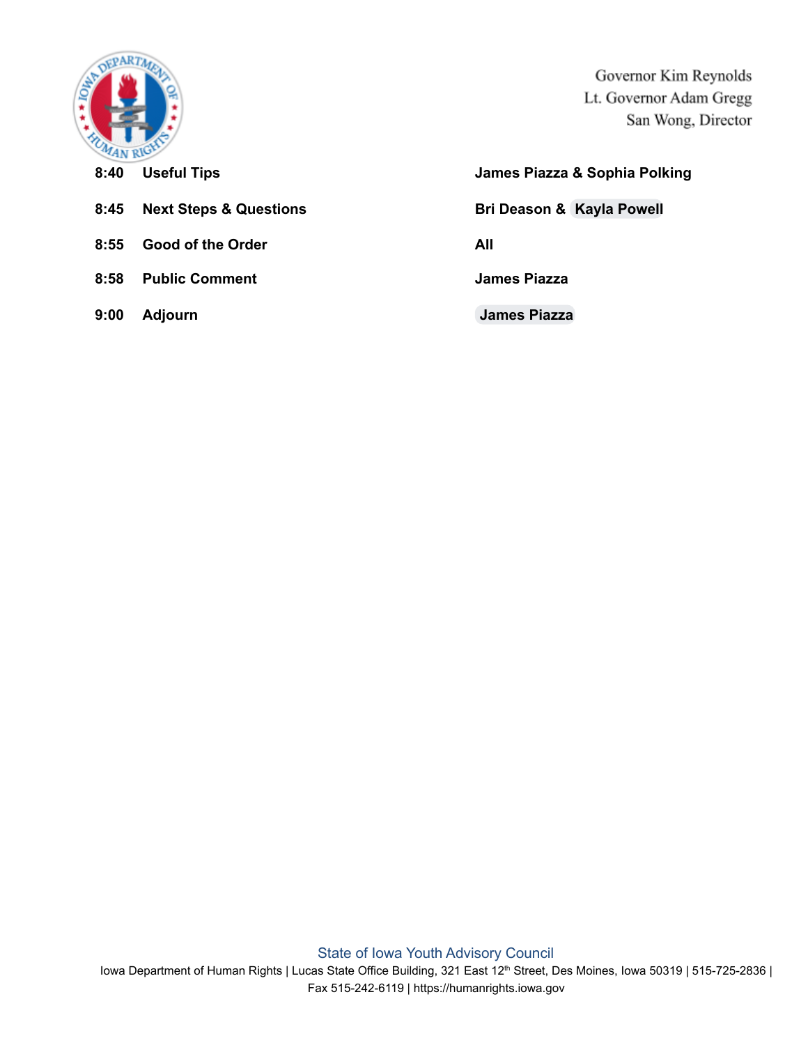| | | |
|---|---|---|
| **8:40** | **Useful Tips** | **James Piazza & Sophia Polking** |
| **8:45** | **Next Steps & Questions** | **Bri Deason & Kayla Powell** |
| **8:55** | **Good of the Order** | **All** |
| **8:58** | **Public Comment** | **James Piazza** |
| **9:00** | **Adjourn** | **James Piazza** |